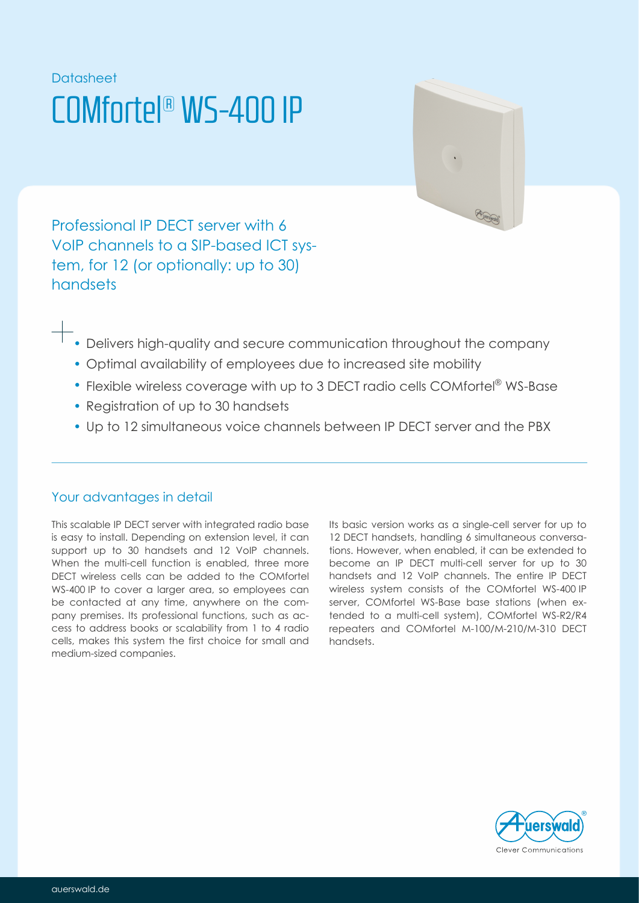Datasheet

# COMfortel® WS-400 IP

## Professional IP DECT server with 6 VoIP channels to a SIP-based ICT system, for 12 (or optionally: up to 30) handsets

- Delivers high-quality and secure communication throughout the company
- Optimal availability of employees due to increased site mobility
- Flexible wireless coverage with up to 3 DECT radio cells COMfortel® WS-Base
- Registration of up to 30 handsets
- Up to 12 simultaneous voice channels between IP DECT server and the PBX

### Your advantages in detail

This scalable IP DECT server with integrated radio base is easy to install. Depending on extension level, it can support up to 30 handsets and 12 VoIP channels. When the multi-cell function is enabled, three more DECT wireless cells can be added to the COMfortel WS-400 IP to cover a larger area, so employees can be contacted at any time, anywhere on the company premises. Its professional functions, such as access to address books or scalability from 1 to 4 radio cells, makes this system the first choice for small and medium-sized companies.

Its basic version works as a single-cell server for up to 12 DECT handsets, handling 6 simultaneous conversations. However, when enabled, it can be extended to become an IP DECT multi-cell server for up to 30 handsets and 12 VoIP channels. The entire IP DECT wireless system consists of the COMfortel WS-400 IP server, COMfortel WS-Base base stations (when extended to a multi-cell system), COMfortel WS-R2/R4 repeaters and COMfortel M-100/M-210/M-310 DECT handsets.

Auerswald® Clever Communications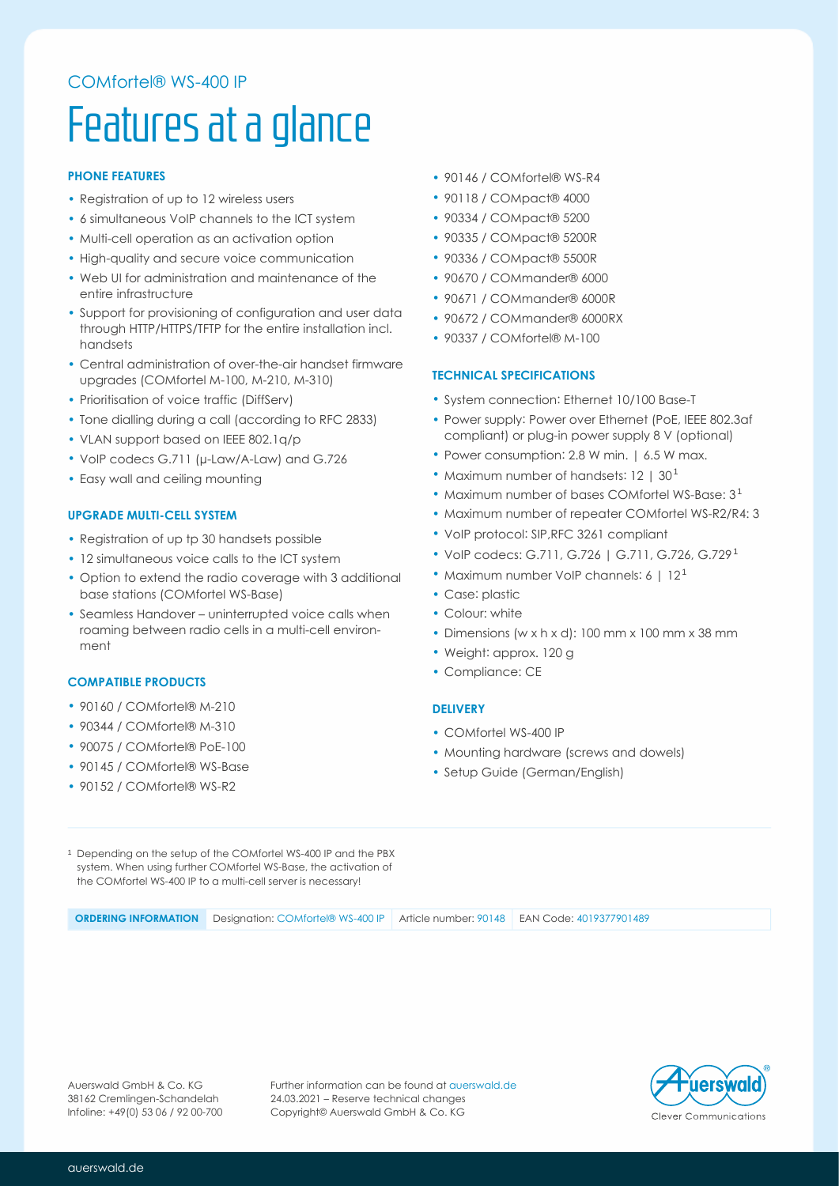COMfortel® WS-400 IP

# Features at a glance

### PHONE FEATURES

- Registration of up to 12 wireless users
- 6 simultaneous VoIP channels to the ICT system
- Multi-cell operation as an activation option
- High-quality and secure voice communication
- Web UI for administration and maintenance of the entire infrastructure
- Support for provisioning of configuration and user data through HTTP/HTTPS/TFTP for the entire installation incl. handsets
- Central administration of over-the-air handset firmware upgrades (COMfortel M-100, M-210, M-310)
- Prioritisation of voice traffic (DiffServ)
- Tone dialling during a call (according to RFC 2833)
- VLAN support based on IEEE 802.1q/p
- VoIP codecs G.711 (µ-Law/A-Law) and G.726
- Easy wall and ceiling mounting

### UPGRADE MULTI-CELL SYSTEM

- Registration of up tp 30 handsets possible
- 12 simultaneous voice calls to the ICT system
- Option to extend the radio coverage with 3 additional base stations (COMfortel WS-Base)
- Seamless Handover – uninterrupted voice calls when roaming between radio cells in a multi-cell environment

### COMPATIBLE PRODUCTS

- 90160 / COMfortel® M-210
- 90344 / COMfortel® M-310
- 90075 / COMfortel® PoE-100
- 90145 / COMfortel® WS-Base
- 90152 / COMfortel® WS-R2
- 90146 / COMfortel® WS-R4
- 90118 / COMpact® 4000
- 90334 / COMpact® 5200
- 90335 / COMpact® 5200R
- 90336 / COMpact® 5500R
- 90670 / COMmander® 6000
- 90671 / COMmander® 6000R
- 90672 / COMmander® 6000RX
- 90337 / COMfortel® M-100

### TECHNICAL SPECIFICATIONS

- System connection: Ethernet 10/100 Base-T
- Power supply: Power over Ethernet (PoE, IEEE 802.3af compliant) or plug-in power supply 8 V (optional)
- Power consumption: 2.8 W min. | 6.5 W max.
- Maximum number of handsets: 12 | 30[1]
- Maximum number of bases COMfortel WS-Base: 3[1]
- Maximum number of repeater COMfortel WS-R2/R4: 3
- VoIP protocol: SIP,RFC 3261 compliant
- VoIP codecs: G.711, G.726 | G.711, G.726, G.729[1]
- Maximum number VoIP channels: 6 | 12[1]
- Case: plastic
- Colour: white
- Dimensions (w x h x d): 100 mm x 100 mm x 38 mm
- Weight: approx. 120 g
- Compliance: CE

### DELIVERY

- COMfortel WS-400 IP
- Mounting hardware (screws and dowels)
- Setup Guide (German/English)

[1] Depending on the setup of the COMfortel WS-400 IP and the PBX system. When using further COMfortel WS-Base, the activation of the COMfortel WS-400 IP to a multi-cell server is necessary!

| | | | |
|---|---|---|---|
| **ORDERING INFORMATION** | Designation: COMfortel® WS-400 IP | Article number: 90148 | EAN Code: 4019377901489 |

Auerswald GmbH & Co. KG
38162 Cremlingen-Schandelah
Infoline: +49(0) 53 06 / 92 00-700

Further information can be found at auerswald.de
24.03.2021 – Reserve technical changes
Copyright© Auerswald GmbH & Co. KG

Auerswald® Clever Communications